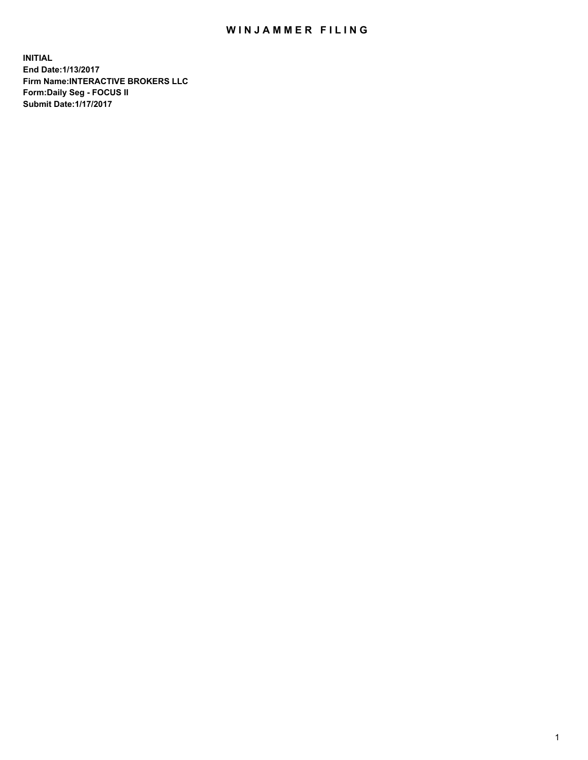# WINJAMMER FILING

**INITIAL**
**End Date:1/13/2017**
**Firm Name:INTERACTIVE BROKERS LLC**
**Form:Daily Seg - FOCUS II**
**Submit Date:1/17/2017**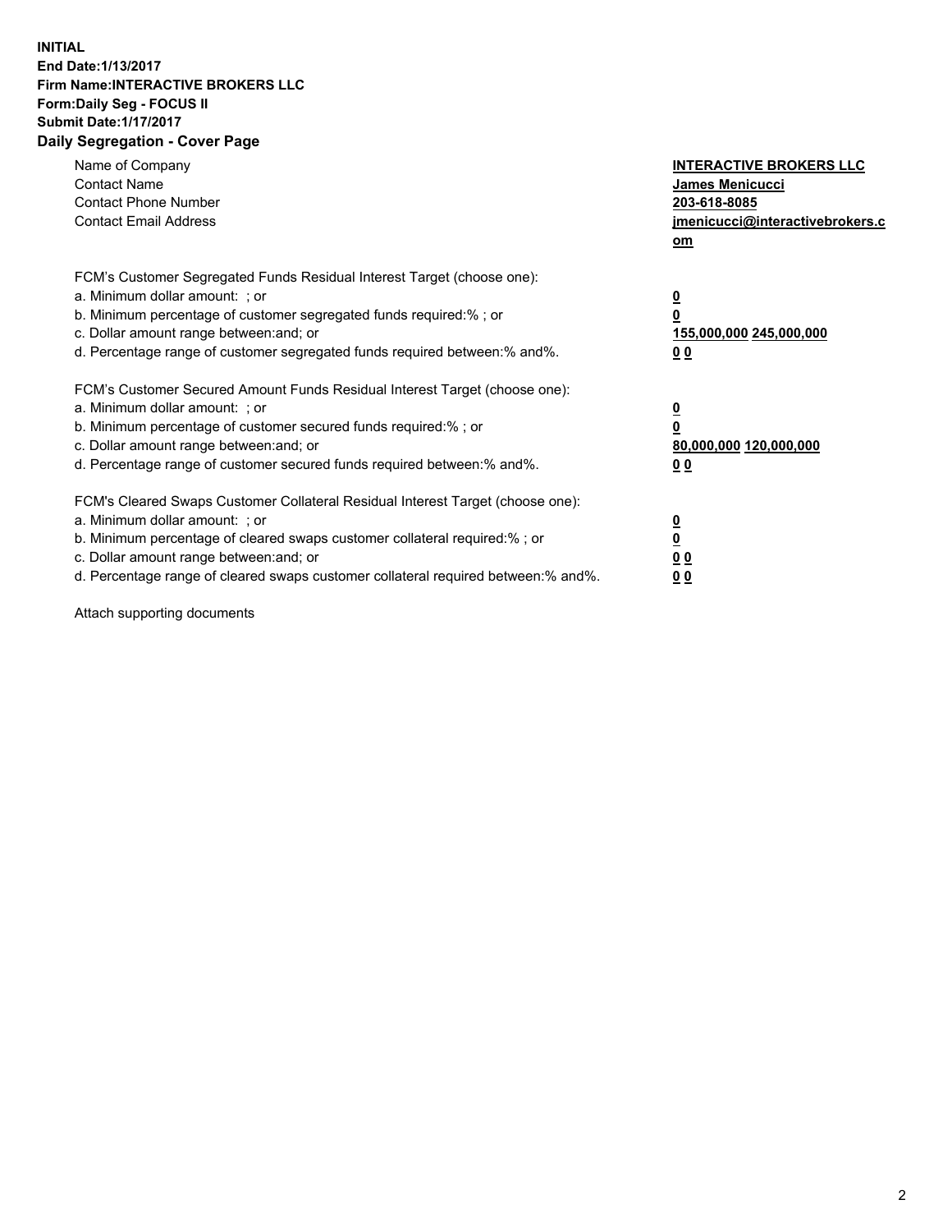**INITIAL**
**End Date:1/13/2017**
**Firm Name:INTERACTIVE BROKERS LLC**
**Form:Daily Seg - FOCUS II**
**Submit Date:1/17/2017**
**Daily Segregation - Cover Page**

| | |
|---|---|
| Name of Company | **INTERACTIVE BROKERS LLC** |
| Contact Name | **James Menicucci** |
| Contact Phone Number | **203-618-8085** |
| Contact Email Address | **jmenicucci@interactivebrokers.com** |

| | |
|---|---|
| FCM's Customer Segregated Funds Residual Interest Target (choose one): | |
| a. Minimum dollar amount: ; or | **0** |
| b. Minimum percentage of customer segregated funds required:% ; or | **0** |
| c. Dollar amount range between:and; or | **155,000,000 245,000,000** |
| d. Percentage range of customer segregated funds required between:% and%. | **0 0** |
| FCM's Customer Secured Amount Funds Residual Interest Target (choose one): | |
| a. Minimum dollar amount: ; or | **0** |
| b. Minimum percentage of customer secured funds required:% ; or | **0** |
| c. Dollar amount range between:and; or | **80,000,000 120,000,000** |
| d. Percentage range of customer secured funds required between:% and%. | **0 0** |
| FCM's Cleared Swaps Customer Collateral Residual Interest Target (choose one): | |
| a. Minimum dollar amount: ; or | **0** |
| b. Minimum percentage of cleared swaps customer collateral required:% ; or | **0** |
| c. Dollar amount range between:and; or | **0 0** |
| d. Percentage range of cleared swaps customer collateral required between:% and%. | **0 0** |

Attach supporting documents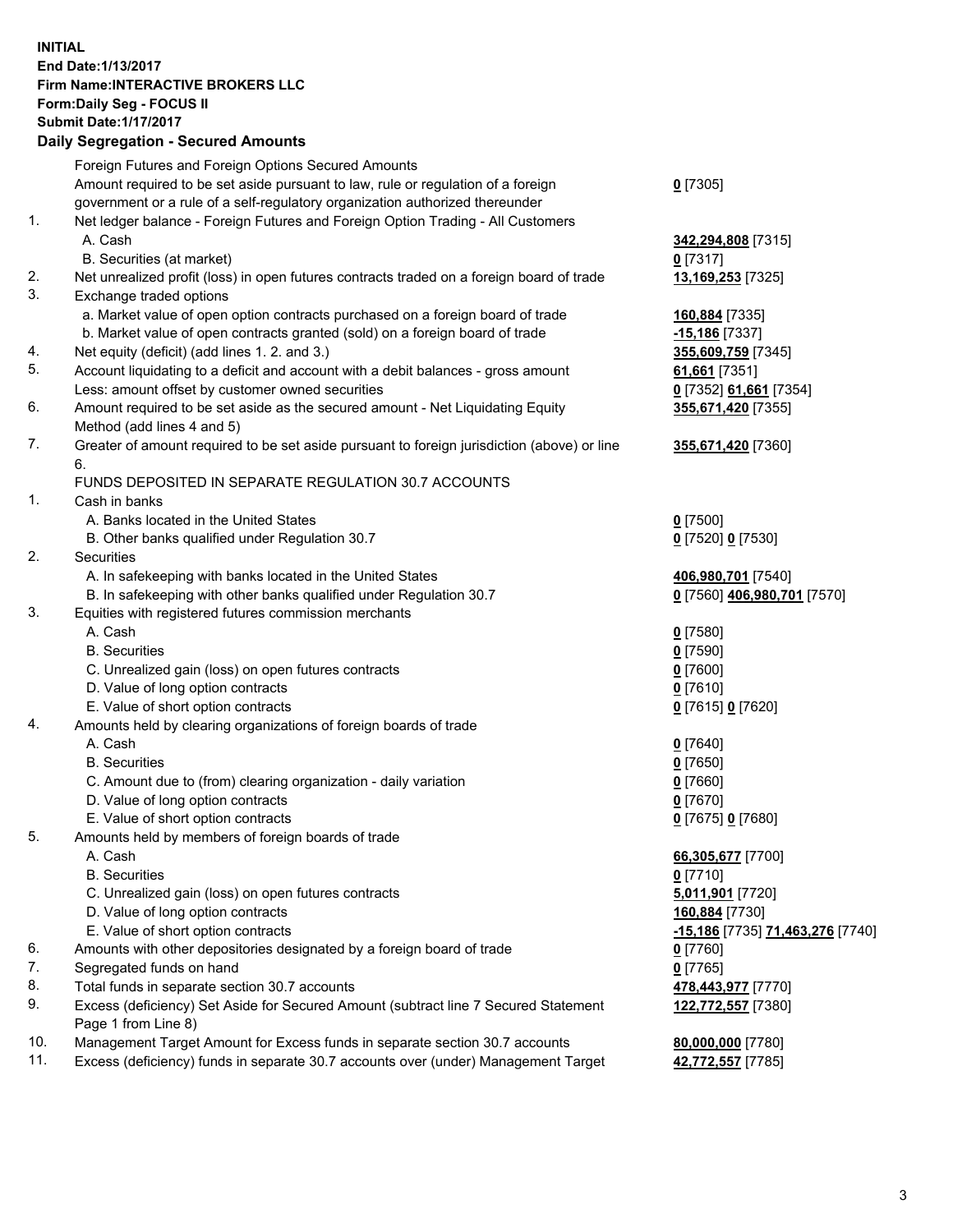**INITIAL**
**End Date:1/13/2017**
**Firm Name:INTERACTIVE BROKERS LLC**
**Form:Daily Seg - FOCUS II**
**Submit Date:1/17/2017**
**Daily Segregation - Secured Amounts**

| | | |
|---|---|---|
| | Foreign Futures and Foreign Options Secured Amounts | |
| | Amount required to be set aside pursuant to law, rule or regulation of a foreign government or a rule of a self-regulatory organization authorized thereunder | **0** [7305] |
| 1. | Net ledger balance - Foreign Futures and Foreign Option Trading - All Customers | |
| | A. Cash | **342,294,808** [7315] |
| | B. Securities (at market) | **0** [7317] |
| 2. | Net unrealized profit (loss) in open futures contracts traded on a foreign board of trade | **13,169,253** [7325] |
| 3. | Exchange traded options | |
| | a. Market value of open option contracts purchased on a foreign board of trade | **160,884** [7335] |
| | b. Market value of open contracts granted (sold) on a foreign board of trade | **-15,186** [7337] |
| 4. | Net equity (deficit) (add lines 1. 2. and 3.) | **355,609,759** [7345] |
| 5. | Account liquidating to a deficit and account with a debit balances - gross amount | **61,661** [7351] |
| | Less: amount offset by customer owned securities | **0** [7352] **61,661** [7354] |
| 6. | Amount required to be set aside as the secured amount - Net Liquidating Equity Method (add lines 4 and 5) | **355,671,420** [7355] |
| 7. | Greater of amount required to be set aside pursuant to foreign jurisdiction (above) or line 6. | **355,671,420** [7360] |
| | FUNDS DEPOSITED IN SEPARATE REGULATION 30.7 ACCOUNTS | |
| 1. | Cash in banks | |
| | A. Banks located in the United States | **0** [7500] |
| | B. Other banks qualified under Regulation 30.7 | **0** [7520] **0** [7530] |
| 2. | Securities | |
| | A. In safekeeping with banks located in the United States | **406,980,701** [7540] |
| | B. In safekeeping with other banks qualified under Regulation 30.7 | **0** [7560] **406,980,701** [7570] |
| 3. | Equities with registered futures commission merchants | |
| | A. Cash | **0** [7580] |
| | B. Securities | **0** [7590] |
| | C. Unrealized gain (loss) on open futures contracts | **0** [7600] |
| | D. Value of long option contracts | **0** [7610] |
| | E. Value of short option contracts | **0** [7615] **0** [7620] |
| 4. | Amounts held by clearing organizations of foreign boards of trade | |
| | A. Cash | **0** [7640] |
| | B. Securities | **0** [7650] |
| | C. Amount due to (from) clearing organization - daily variation | **0** [7660] |
| | D. Value of long option contracts | **0** [7670] |
| | E. Value of short option contracts | **0** [7675] **0** [7680] |
| 5. | Amounts held by members of foreign boards of trade | |
| | A. Cash | **66,305,677** [7700] |
| | B. Securities | **0** [7710] |
| | C. Unrealized gain (loss) on open futures contracts | **5,011,901** [7720] |
| | D. Value of long option contracts | **160,884** [7730] |
| | E. Value of short option contracts | **-15,186** [7735] **71,463,276** [7740] |
| 6. | Amounts with other depositories designated by a foreign board of trade | **0** [7760] |
| 7. | Segregated funds on hand | **0** [7765] |
| 8. | Total funds in separate section 30.7 accounts | **478,443,977** [7770] |
| 9. | Excess (deficiency) Set Aside for Secured Amount (subtract line 7 Secured Statement Page 1 from Line 8) | **122,772,557** [7380] |
| 10. | Management Target Amount for Excess funds in separate section 30.7 accounts | **80,000,000** [7780] |
| 11. | Excess (deficiency) funds in separate 30.7 accounts over (under) Management Target | **42,772,557** [7785] |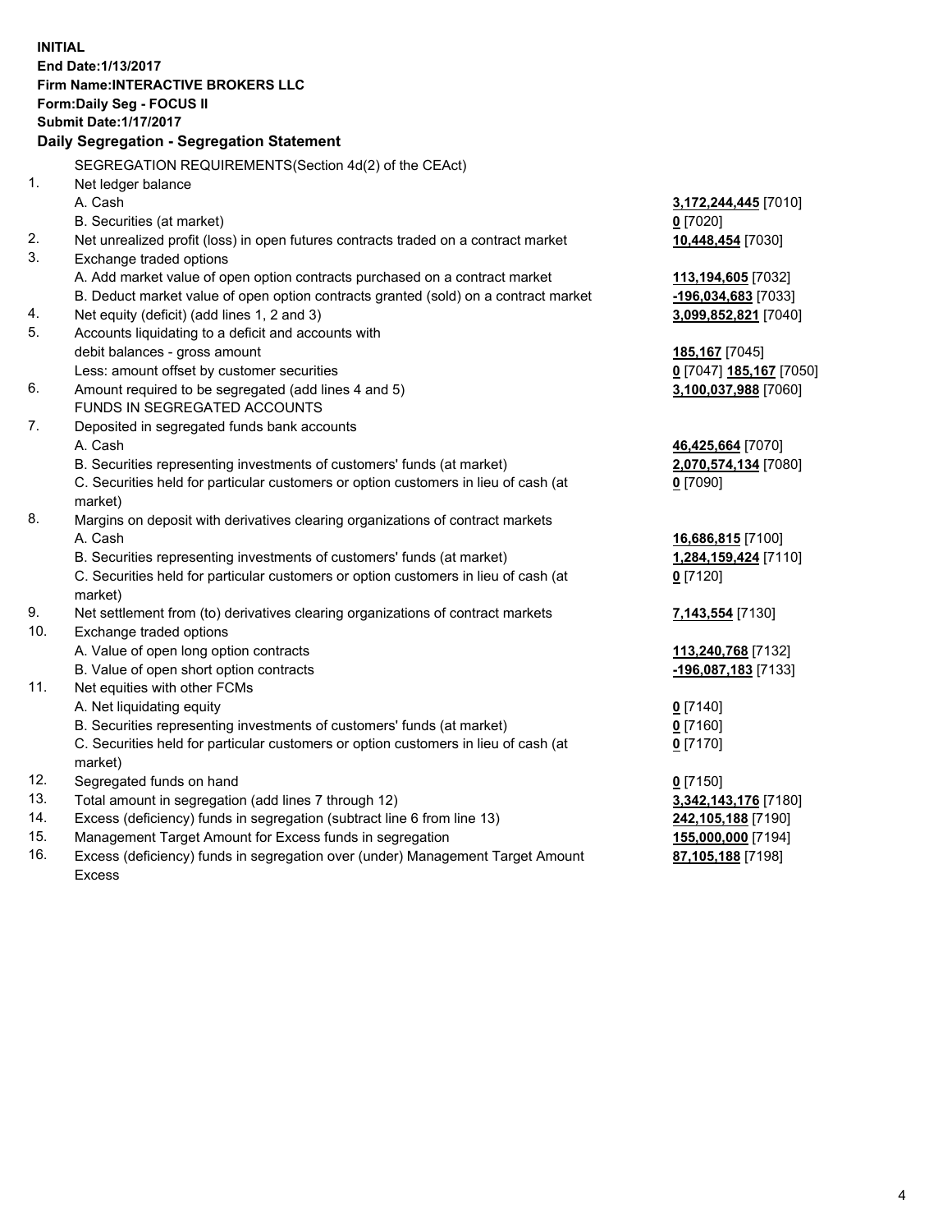**INITIAL**
**End Date:1/13/2017**
**Firm Name:INTERACTIVE BROKERS LLC**
**Form:Daily Seg - FOCUS II**
**Submit Date:1/17/2017**

## Daily Segregation - Segregation Statement

SEGREGATION REQUIREMENTS(Section 4d(2) of the CEAct)

| | | |
|---|---|---|
| 1. | Net ledger balance | |
| | A. Cash | **3,172,244,445** [7010] |
| | B. Securities (at market) | **0** [7020] |
| 2. | Net unrealized profit (loss) in open futures contracts traded on a contract market | **10,448,454** [7030] |
| 3. | Exchange traded options | |
| | A. Add market value of open option contracts purchased on a contract market | **113,194,605** [7032] |
| | B. Deduct market value of open option contracts granted (sold) on a contract market | **-196,034,683** [7033] |
| 4. | Net equity (deficit) (add lines 1, 2 and 3) | **3,099,852,821** [7040] |
| 5. | Accounts liquidating to a deficit and accounts with debit balances - gross amount | **185,167** [7045] |
| | Less: amount offset by customer securities | **0** [7047] **185,167** [7050] |
| 6. | Amount required to be segregated (add lines 4 and 5) | **3,100,037,988** [7060] |
| | FUNDS IN SEGREGATED ACCOUNTS | |
| 7. | Deposited in segregated funds bank accounts | |
| | A. Cash | **46,425,664** [7070] |
| | B. Securities representing investments of customers' funds (at market) | **2,070,574,134** [7080] |
| | C. Securities held for particular customers or option customers in lieu of cash (at market) | **0** [7090] |
| 8. | Margins on deposit with derivatives clearing organizations of contract markets | |
| | A. Cash | **16,686,815** [7100] |
| | B. Securities representing investments of customers' funds (at market) | **1,284,159,424** [7110] |
| | C. Securities held for particular customers or option customers in lieu of cash (at market) | **0** [7120] |
| 9. | Net settlement from (to) derivatives clearing organizations of contract markets | **7,143,554** [7130] |
| 10. | Exchange traded options | |
| | A. Value of open long option contracts | **113,240,768** [7132] |
| | B. Value of open short option contracts | **-196,087,183** [7133] |
| 11. | Net equities with other FCMs | |
| | A. Net liquidating equity | **0** [7140] |
| | B. Securities representing investments of customers' funds (at market) | **0** [7160] |
| | C. Securities held for particular customers or option customers in lieu of cash (at market) | **0** [7170] |
| 12. | Segregated funds on hand | **0** [7150] |
| 13. | Total amount in segregation (add lines 7 through 12) | **3,342,143,176** [7180] |
| 14. | Excess (deficiency) funds in segregation (subtract line 6 from line 13) | **242,105,188** [7190] |
| 15. | Management Target Amount for Excess funds in segregation | **155,000,000** [7194] |
| 16. | Excess (deficiency) funds in segregation over (under) Management Target Amount Excess | **87,105,188** [7198] |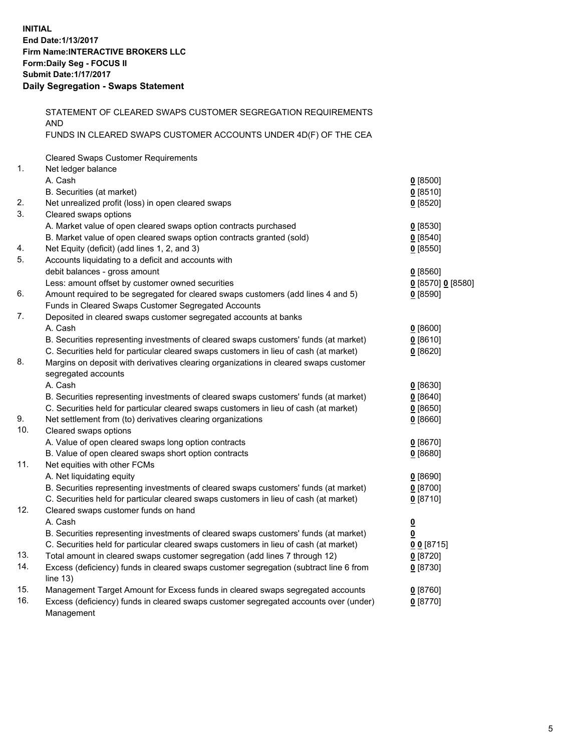**INITIAL**
**End Date:1/13/2017**
**Firm Name:INTERACTIVE BROKERS LLC**
**Form:Daily Seg - FOCUS II**
**Submit Date:1/17/2017**
**Daily Segregation - Swaps Statement**

STATEMENT OF CLEARED SWAPS CUSTOMER SEGREGATION REQUIREMENTS AND FUNDS IN CLEARED SWAPS CUSTOMER ACCOUNTS UNDER 4D(F) OF THE CEA

| | | |
|---|---|---|
| | Cleared Swaps Customer Requirements | |
| 1. | Net ledger balance | |
| | A. Cash | 0 [8500] |
| | B. Securities (at market) | 0 [8510] |
| 2. | Net unrealized profit (loss) in open cleared swaps | 0 [8520] |
| 3. | Cleared swaps options | |
| | A. Market value of open cleared swaps option contracts purchased | 0 [8530] |
| | B. Market value of open cleared swaps option contracts granted (sold) | 0 [8540] |
| 4. | Net Equity (deficit) (add lines 1, 2, and 3) | 0 [8550] |
| 5. | Accounts liquidating to a deficit and accounts with debit balances - gross amount | 0 [8560] |
| | Less: amount offset by customer owned securities | 0 [8570] 0 [8580] |
| 6. | Amount required to be segregated for cleared swaps customers (add lines 4 and 5) | 0 [8590] |
| | Funds in Cleared Swaps Customer Segregated Accounts | |
| 7. | Deposited in cleared swaps customer segregated accounts at banks | |
| | A. Cash | 0 [8600] |
| | B. Securities representing investments of cleared swaps customers' funds (at market) | 0 [8610] |
| | C. Securities held for particular cleared swaps customers in lieu of cash (at market) | 0 [8620] |
| 8. | Margins on deposit with derivatives clearing organizations in cleared swaps customer segregated accounts | |
| | A. Cash | 0 [8630] |
| | B. Securities representing investments of cleared swaps customers' funds (at market) | 0 [8640] |
| | C. Securities held for particular cleared swaps customers in lieu of cash (at market) | 0 [8650] |
| 9. | Net settlement from (to) derivatives clearing organizations | 0 [8660] |
| 10. | Cleared swaps options | |
| | A. Value of open cleared swaps long option contracts | 0 [8670] |
| | B. Value of open cleared swaps short option contracts | 0 [8680] |
| 11. | Net equities with other FCMs | |
| | A. Net liquidating equity | 0 [8690] |
| | B. Securities representing investments of cleared swaps customers' funds (at market) | 0 [8700] |
| | C. Securities held for particular cleared swaps customers in lieu of cash (at market) | 0 [8710] |
| 12. | Cleared swaps customer funds on hand | |
| | A. Cash | 0 |
| | B. Securities representing investments of cleared swaps customers' funds (at market) | 0 |
| | C. Securities held for particular cleared swaps customers in lieu of cash (at market) | 0 0 [8715] |
| 13. | Total amount in cleared swaps customer segregation (add lines 7 through 12) | 0 [8720] |
| 14. | Excess (deficiency) funds in cleared swaps customer segregation (subtract line 6 from line 13) | 0 [8730] |
| 15. | Management Target Amount for Excess funds in cleared swaps segregated accounts | 0 [8760] |
| 16. | Excess (deficiency) funds in cleared swaps customer segregated accounts over (under) Management | 0 [8770] |